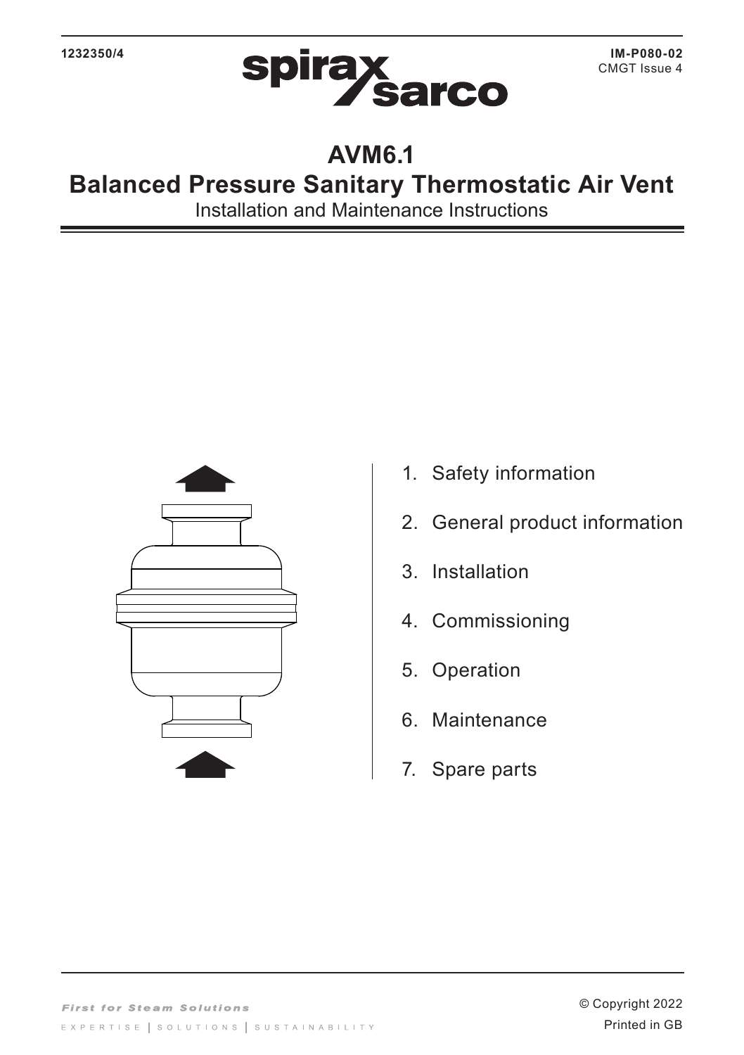1232350/4

spirax sarco

IM-P080-02
CMGT Issue 4

# AVM6.1
# Balanced Pressure Sanitary Thermostatic Air Vent

Installation and Maintenance Instructions

1. Safety information
2. General product information
3. Installation
4. Commissioning
5. Operation
6. Maintenance
7. Spare parts

*First for Steam Solutions*

EXPERTISE | SOLUTIONS | SUSTAINABILITY

© Copyright 2022
Printed in GB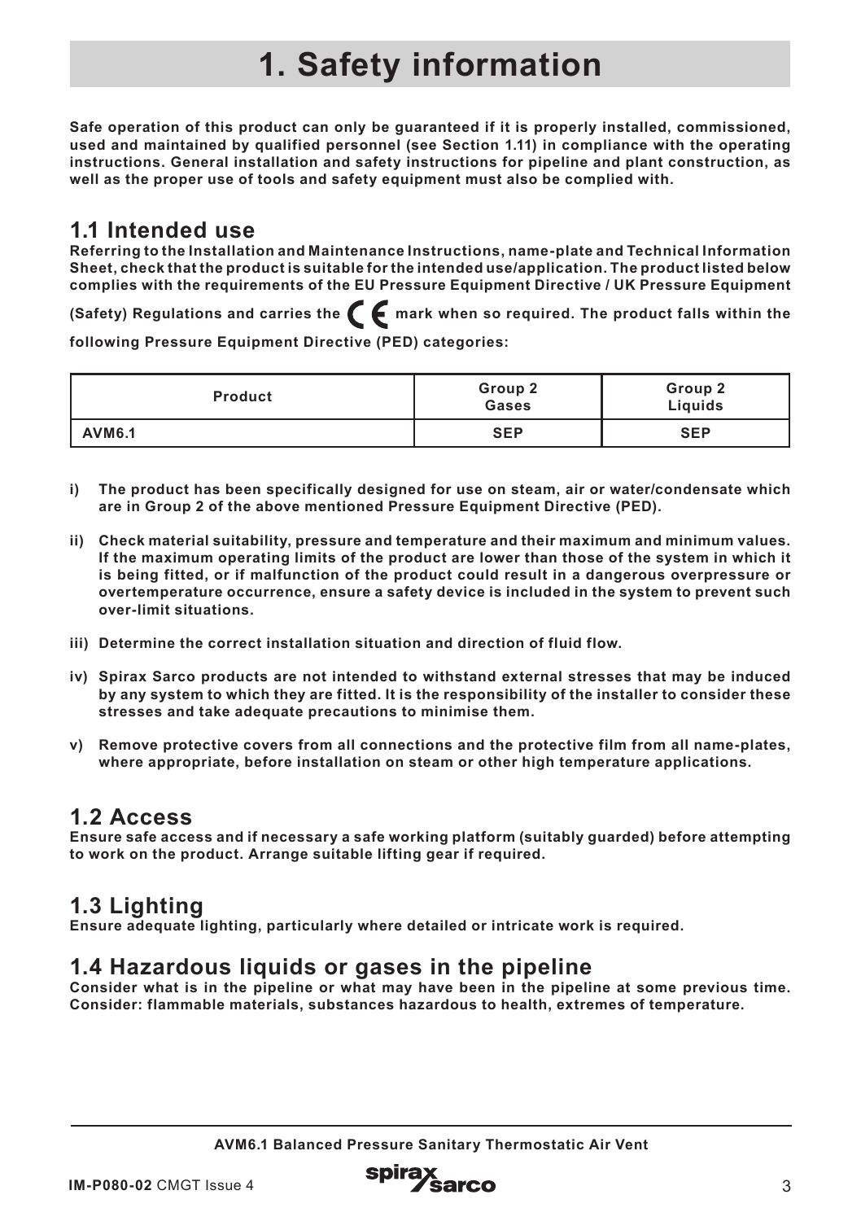# 1. Safety information

**Safe operation of this product can only be guaranteed if it is properly installed, commissioned, used and maintained by qualified personnel (see Section 1.11) in compliance with the operating instructions. General installation and safety instructions for pipeline and plant construction, as well as the proper use of tools and safety equipment must also be complied with.**

## 1.1 Intended use

**Referring to the Installation and Maintenance Instructions, name-plate and Technical Information Sheet, check that the product is suitable for the intended use/application. The product listed below complies with the requirements of the EU Pressure Equipment Directive / UK Pressure Equipment (Safety) Regulations and carries the CE mark when so required. The product falls within the following Pressure Equipment Directive (PED) categories:**

| Product | Group 2 Gases | Group 2 Liquids |
|---|---|---|
| AVM6.1 | SEP | SEP |

**i) The product has been specifically designed for use on steam, air or water/condensate which are in Group 2 of the above mentioned Pressure Equipment Directive (PED).**

**ii) Check material suitability, pressure and temperature and their maximum and minimum values. If the maximum operating limits of the product are lower than those of the system in which it is being fitted, or if malfunction of the product could result in a dangerous overpressure or overtemperature occurrence, ensure a safety device is included in the system to prevent such over-limit situations.**

**iii) Determine the correct installation situation and direction of fluid flow.**

**iv) Spirax Sarco products are not intended to withstand external stresses that may be induced by any system to which they are fitted. It is the responsibility of the installer to consider these stresses and take adequate precautions to minimise them.**

**v) Remove protective covers from all connections and the protective film from all name-plates, where appropriate, before installation on steam or other high temperature applications.**

## 1.2 Access

**Ensure safe access and if necessary a safe working platform (suitably guarded) before attempting to work on the product. Arrange suitable lifting gear if required.**

## 1.3 Lighting

**Ensure adequate lighting, particularly where detailed or intricate work is required.**

## 1.4 Hazardous liquids or gases in the pipeline

**Consider what is in the pipeline or what may have been in the pipeline at some previous time. Consider: flammable materials, substances hazardous to health, extremes of temperature.**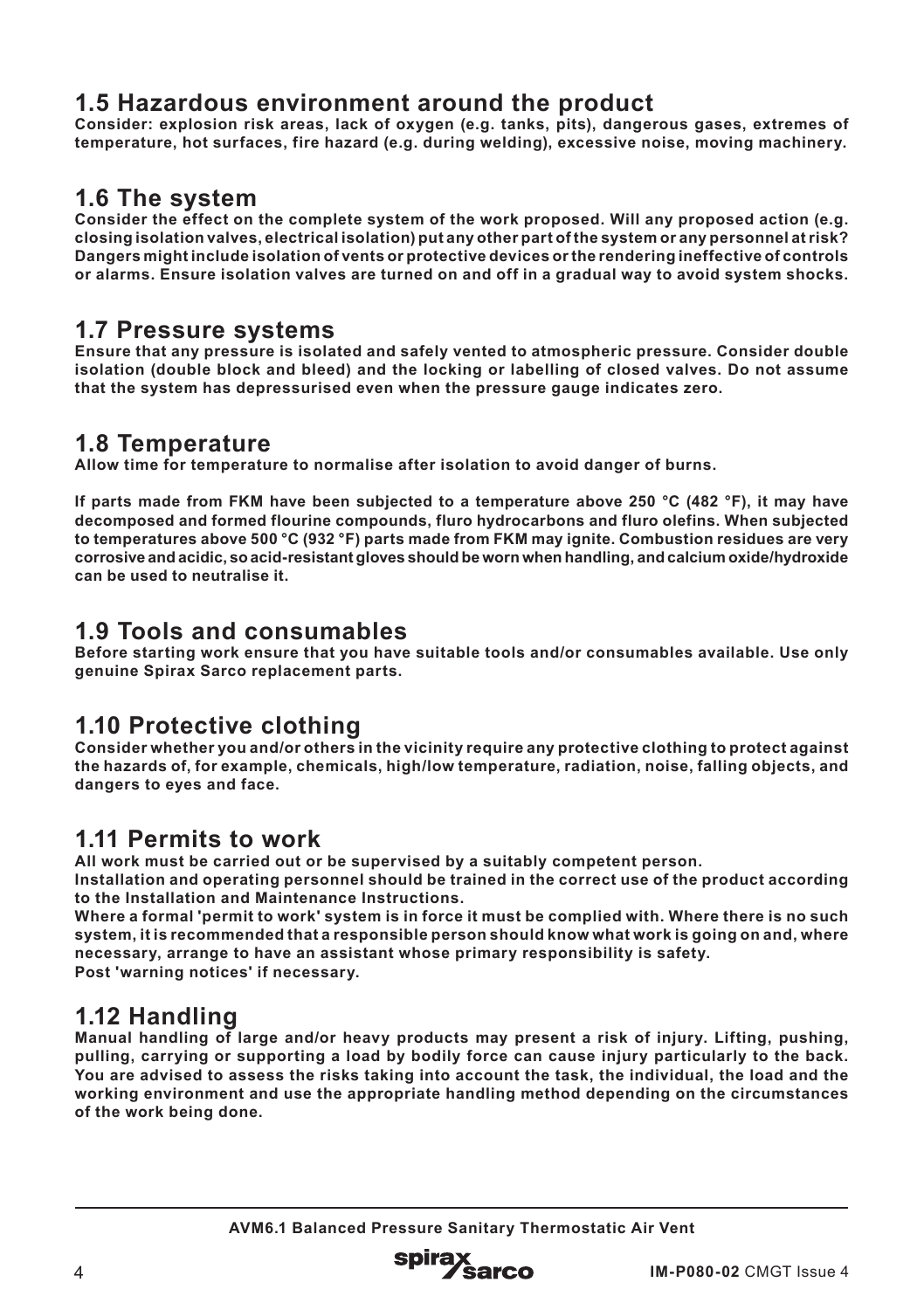## 1.5 Hazardous environment around the product

**Consider: explosion risk areas, lack of oxygen (e.g. tanks, pits), dangerous gases, extremes of temperature, hot surfaces, fire hazard (e.g. during welding), excessive noise, moving machinery.**

## 1.6 The system

**Consider the effect on the complete system of the work proposed. Will any proposed action (e.g. closing isolation valves, electrical isolation) put any other part of the system or any personnel at risk? Dangers might include isolation of vents or protective devices or the rendering ineffective of controls or alarms. Ensure isolation valves are turned on and off in a gradual way to avoid system shocks.**

## 1.7 Pressure systems

**Ensure that any pressure is isolated and safely vented to atmospheric pressure. Consider double isolation (double block and bleed) and the locking or labelling of closed valves. Do not assume that the system has depressurised even when the pressure gauge indicates zero.**

## 1.8 Temperature

**Allow time for temperature to normalise after isolation to avoid danger of burns.**

**If parts made from FKM have been subjected to a temperature above 250 °C (482 °F), it may have decomposed and formed flourine compounds, fluro hydrocarbons and fluro olefins. When subjected to temperatures above 500 °C (932 °F) parts made from FKM may ignite. Combustion residues are very corrosive and acidic, so acid-resistant gloves should be worn when handling, and calcium oxide/hydroxide can be used to neutralise it.**

## 1.9 Tools and consumables

**Before starting work ensure that you have suitable tools and/or consumables available. Use only genuine Spirax Sarco replacement parts.**

## 1.10 Protective clothing

**Consider whether you and/or others in the vicinity require any protective clothing to protect against the hazards of, for example, chemicals, high/low temperature, radiation, noise, falling objects, and dangers to eyes and face.**

## 1.11 Permits to work

**All work must be carried out or be supervised by a suitably competent person.**
**Installation and operating personnel should be trained in the correct use of the product according to the Installation and Maintenance Instructions.**
**Where a formal 'permit to work' system is in force it must be complied with. Where there is no such system, it is recommended that a responsible person should know what work is going on and, where necessary, arrange to have an assistant whose primary responsibility is safety.**
**Post 'warning notices' if necessary.**

## 1.12 Handling

**Manual handling of large and/or heavy products may present a risk of injury. Lifting, pushing, pulling, carrying or supporting a load by bodily force can cause injury particularly to the back. You are advised to assess the risks taking into account the task, the individual, the load and the working environment and use the appropriate handling method depending on the circumstances of the work being done.**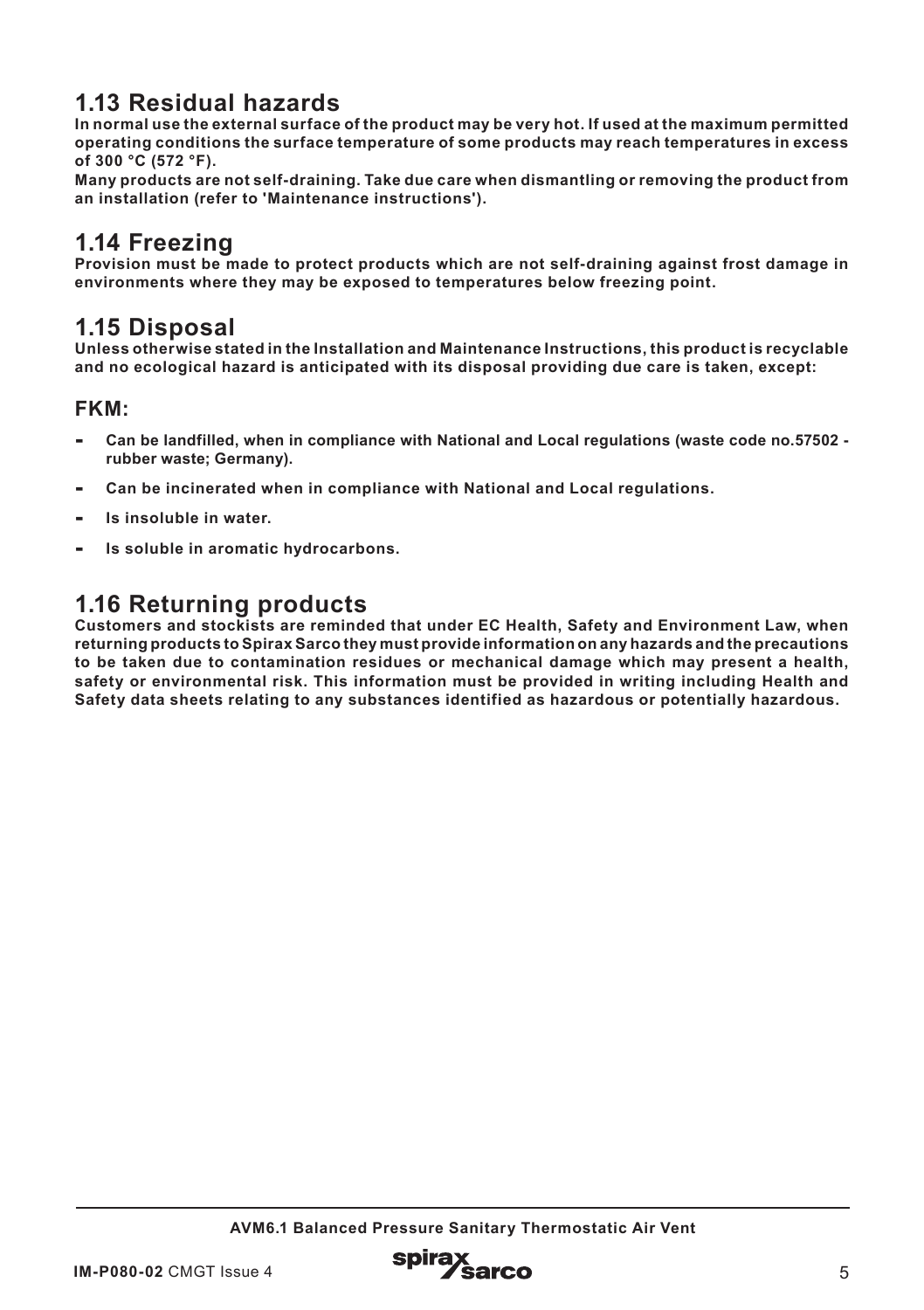## 1.13 Residual hazards

**In normal use the external surface of the product may be very hot. If used at the maximum permitted operating conditions the surface temperature of some products may reach temperatures in excess of 300 °C (572 °F).**

**Many products are not self-draining. Take due care when dismantling or removing the product from an installation (refer to 'Maintenance instructions').**

## 1.14 Freezing

**Provision must be made to protect products which are not self-draining against frost damage in environments where they may be exposed to temperatures below freezing point.**

## 1.15 Disposal

**Unless otherwise stated in the Installation and Maintenance Instructions, this product is recyclable and no ecological hazard is anticipated with its disposal providing due care is taken, except:**

### FKM:

- **Can be landfilled, when in compliance with National and Local regulations (waste code no.57502 - rubber waste; Germany).**
- **Can be incinerated when in compliance with National and Local regulations.**
- **Is insoluble in water.**
- **Is soluble in aromatic hydrocarbons.**

## 1.16 Returning products

**Customers and stockists are reminded that under EC Health, Safety and Environment Law, when returning products to Spirax Sarco they must provide information on any hazards and the precautions to be taken due to contamination residues or mechanical damage which may present a health, safety or environmental risk. This information must be provided in writing including Health and Safety data sheets relating to any substances identified as hazardous or potentially hazardous.**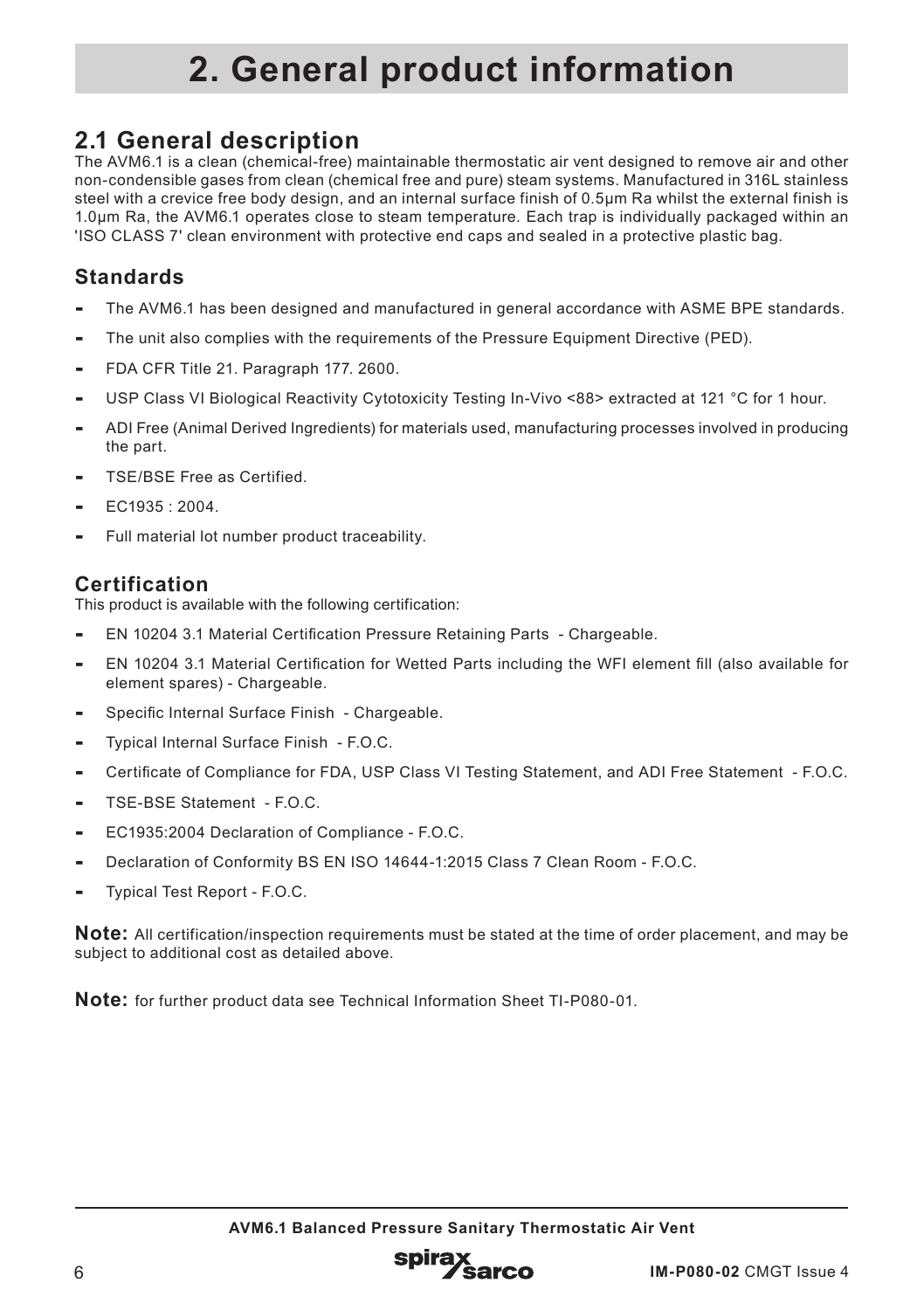# 2. General product information

## 2.1 General description

The AVM6.1 is a clean (chemical-free) maintainable thermostatic air vent designed to remove air and other non-condensible gases from clean (chemical free and pure) steam systems. Manufactured in 316L stainless steel with a crevice free body design, and an internal surface finish of 0.5µm Ra whilst the external finish is 1.0µm Ra, the AVM6.1 operates close to steam temperature. Each trap is individually packaged within an 'ISO CLASS 7' clean environment with protective end caps and sealed in a protective plastic bag.

### Standards

- The AVM6.1 has been designed and manufactured in general accordance with ASME BPE standards.
- The unit also complies with the requirements of the Pressure Equipment Directive (PED).
- FDA CFR Title 21. Paragraph 177. 2600.
- USP Class VI Biological Reactivity Cytotoxicity Testing In-Vivo <88> extracted at 121 °C for 1 hour.
- ADI Free (Animal Derived Ingredients) for materials used, manufacturing processes involved in producing the part.
- TSE/BSE Free as Certified.
- EC1935 : 2004.
- Full material lot number product traceability.

### Certification

This product is available with the following certification:

- EN 10204 3.1 Material Certification Pressure Retaining Parts - Chargeable.
- EN 10204 3.1 Material Certification for Wetted Parts including the WFI element fill (also available for element spares) - Chargeable.
- Specific Internal Surface Finish - Chargeable.
- Typical Internal Surface Finish - F.O.C.
- Certificate of Compliance for FDA, USP Class VI Testing Statement, and ADI Free Statement - F.O.C.
- TSE-BSE Statement - F.O.C.
- EC1935:2004 Declaration of Compliance - F.O.C.
- Declaration of Conformity BS EN ISO 14644-1:2015 Class 7 Clean Room - F.O.C.
- Typical Test Report - F.O.C.

**Note:** All certification/inspection requirements must be stated at the time of order placement, and may be subject to additional cost as detailed above.

**Note:** for further product data see Technical Information Sheet TI-P080-01.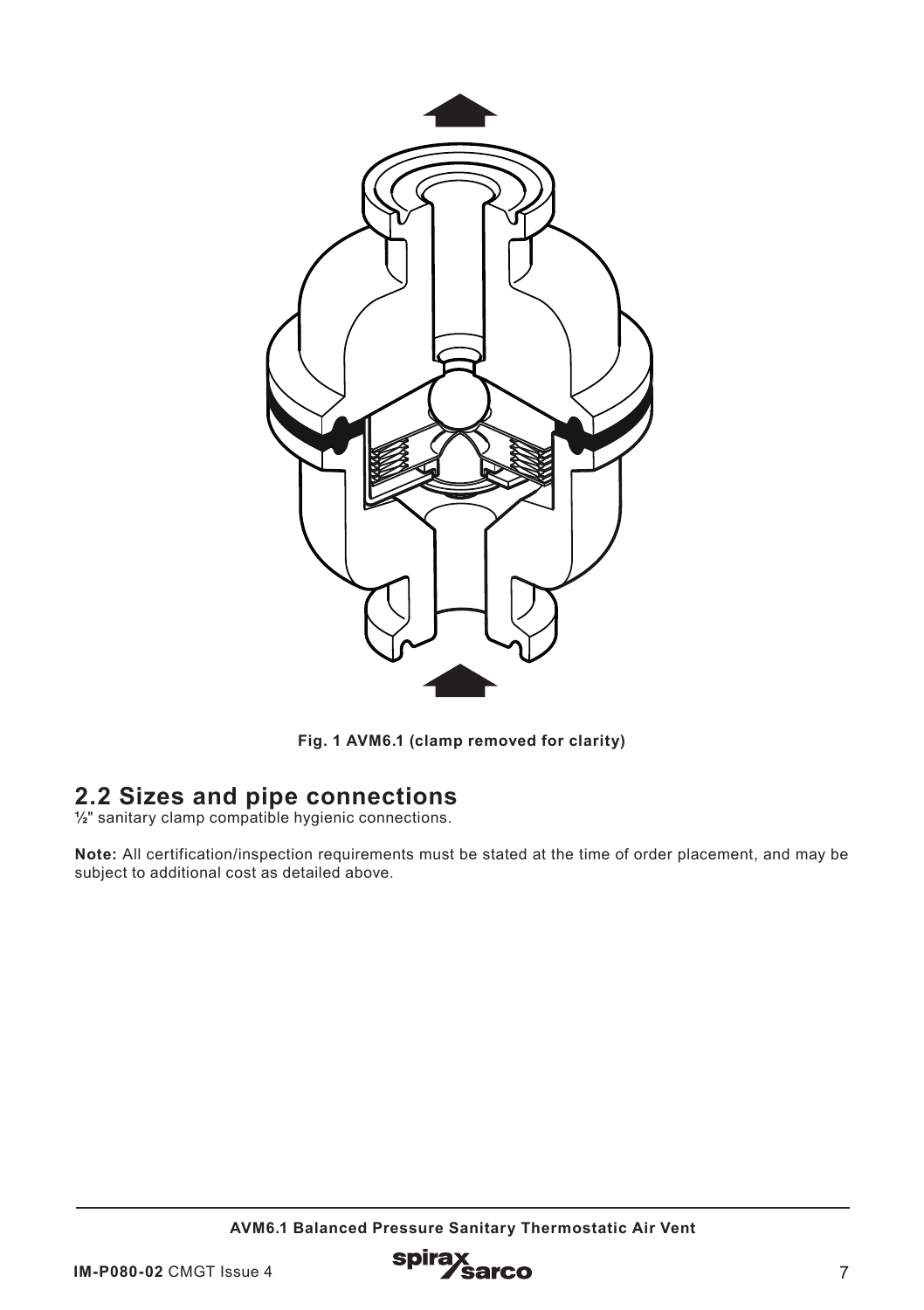Fig. 1 AVM6.1 (clamp removed for clarity)

## 2.2 Sizes and pipe connections

½" sanitary clamp compatible hygienic connections.

**Note:** All certification/inspection requirements must be stated at the time of order placement, and may be subject to additional cost as detailed above.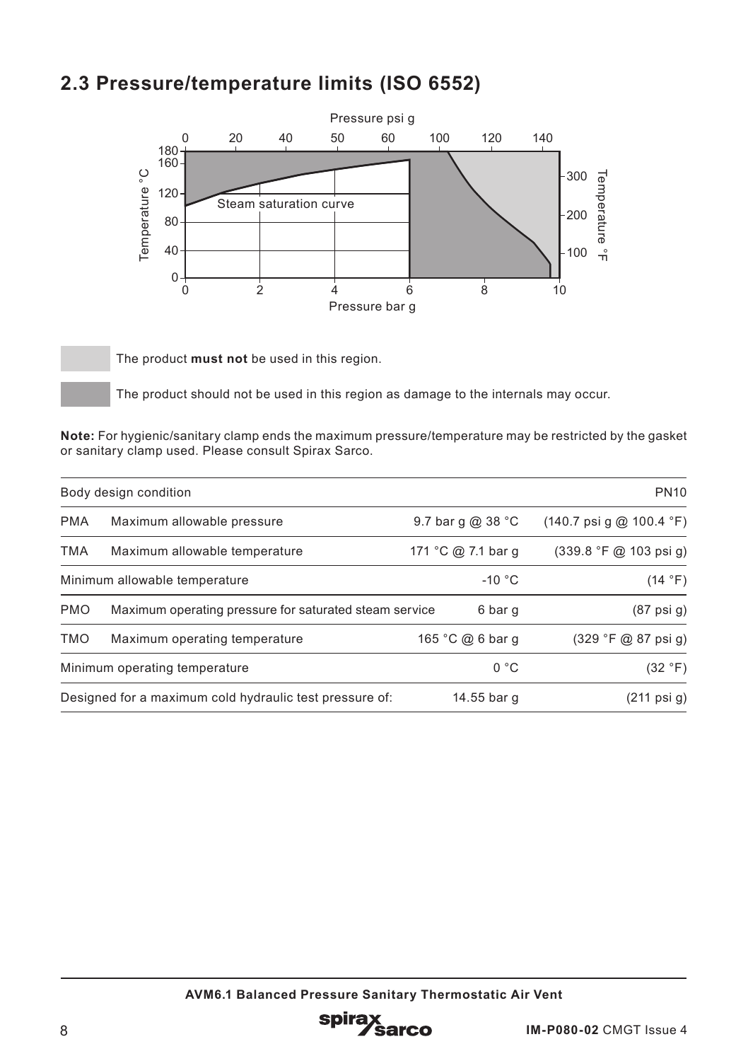## 2.3 Pressure/temperature limits (ISO 6552)

The product **must not** be used in this region.

The product should not be used in this region as damage to the internals may occur.

**Note:** For hygienic/sanitary clamp ends the maximum pressure/temperature may be restricted by the gasket or sanitary clamp used. Please consult Spirax Sarco.

| Body design condition | | | PN10 |
|---|---|---|---|
| PMA | Maximum allowable pressure | 9.7 bar g @ 38 °C | (140.7 psi g @ 100.4 °F) |
| TMA | Maximum allowable temperature | 171 °C @ 7.1 bar g | (339.8 °F @ 103 psi g) |
| Minimum allowable temperature | | -10 °C | (14 °F) |
| PMO | Maximum operating pressure for saturated steam service | 6 bar g | (87 psi g) |
| TMO | Maximum operating temperature | 165 °C @ 6 bar g | (329 °F @ 87 psi g) |
| Minimum operating temperature | | 0 °C | (32 °F) |
| Designed for a maximum cold hydraulic test pressure of: | | 14.55 bar g | (211 psi g) |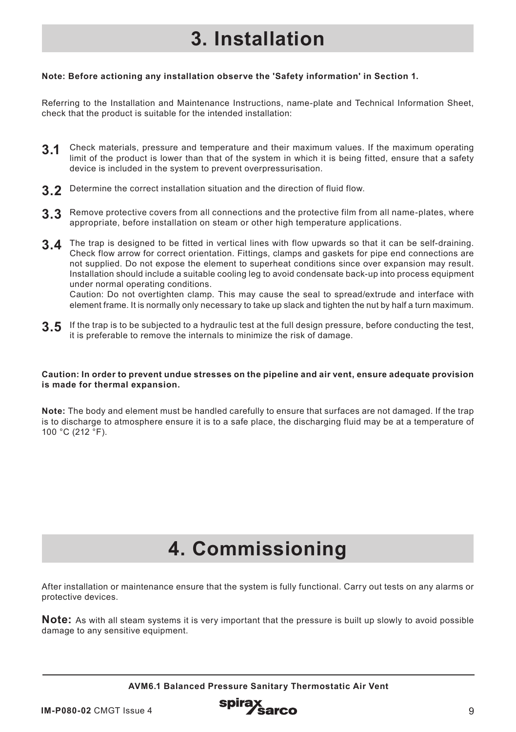# 3. Installation

**Note: Before actioning any installation observe the 'Safety information' in Section 1.**

Referring to the Installation and Maintenance Instructions, name-plate and Technical Information Sheet, check that the product is suitable for the intended installation:

**3.1** Check materials, pressure and temperature and their maximum values. If the maximum operating limit of the product is lower than that of the system in which it is being fitted, ensure that a safety device is included in the system to prevent overpressurisation.

**3.2** Determine the correct installation situation and the direction of fluid flow.

**3.3** Remove protective covers from all connections and the protective film from all name-plates, where appropriate, before installation on steam or other high temperature applications.

**3.4** The trap is designed to be fitted in vertical lines with flow upwards so that it can be self-draining. Check flow arrow for correct orientation. Fittings, clamps and gaskets for pipe end connections are not supplied. Do not expose the element to superheat conditions since over expansion may result. Installation should include a suitable cooling leg to avoid condensate back-up into process equipment under normal operating conditions.
Caution: Do not overtighten clamp. This may cause the seal to spread/extrude and interface with element frame. It is normally only necessary to take up slack and tighten the nut by half a turn maximum.

**3.5** If the trap is to be subjected to a hydraulic test at the full design pressure, before conducting the test, it is preferable to remove the internals to minimize the risk of damage.

**Caution: In order to prevent undue stresses on the pipeline and air vent, ensure adequate provision is made for thermal expansion.**

**Note:** The body and element must be handled carefully to ensure that surfaces are not damaged. If the trap is to discharge to atmosphere ensure it is to a safe place, the discharging fluid may be at a temperature of 100 °C (212 °F).

# 4. Commissioning

After installation or maintenance ensure that the system is fully functional. Carry out tests on any alarms or protective devices.

**Note:** As with all steam systems it is very important that the pressure is built up slowly to avoid possible damage to any sensitive equipment.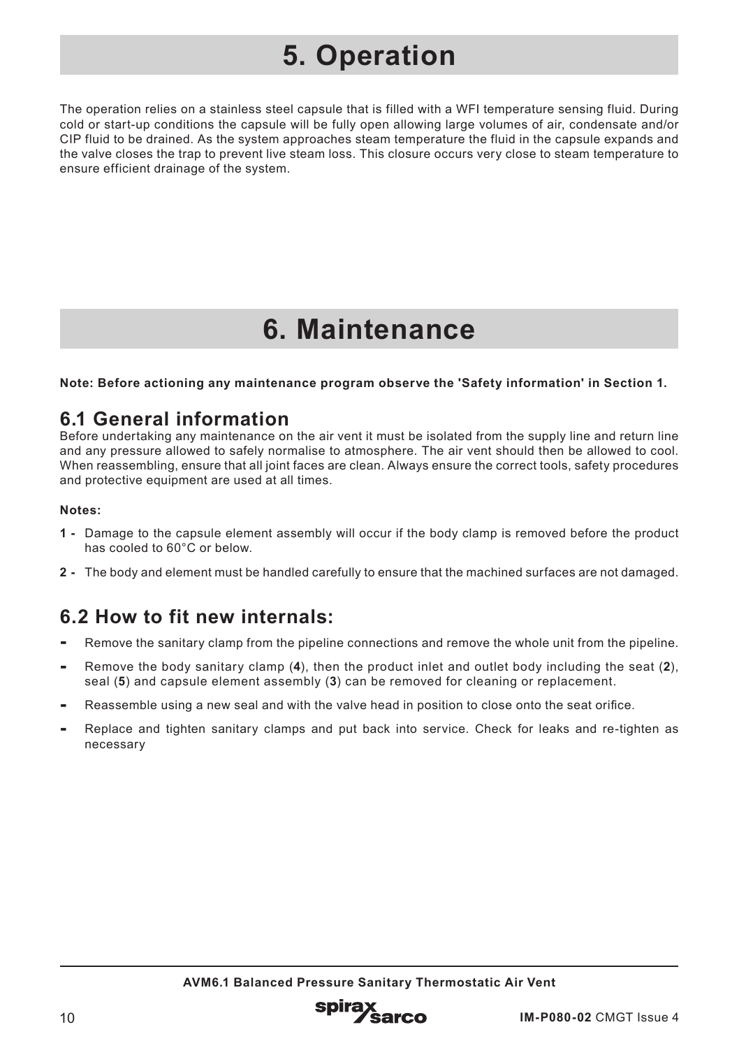# 5. Operation

The operation relies on a stainless steel capsule that is filled with a WFI temperature sensing fluid. During cold or start-up conditions the capsule will be fully open allowing large volumes of air, condensate and/or CIP fluid to be drained. As the system approaches steam temperature the fluid in the capsule expands and the valve closes the trap to prevent live steam loss. This closure occurs very close to steam temperature to ensure efficient drainage of the system.

# 6. Maintenance

**Note: Before actioning any maintenance program observe the 'Safety information' in Section 1.**

## 6.1 General information

Before undertaking any maintenance on the air vent it must be isolated from the supply line and return line and any pressure allowed to safely normalise to atmosphere. The air vent should then be allowed to cool. When reassembling, ensure that all joint faces are clean. Always ensure the correct tools, safety procedures and protective equipment are used at all times.

**Notes:**

**1 -** Damage to the capsule element assembly will occur if the body clamp is removed before the product has cooled to 60°C or below.

**2 -** The body and element must be handled carefully to ensure that the machined surfaces are not damaged.

## 6.2 How to fit new internals:

- Remove the sanitary clamp from the pipeline connections and remove the whole unit from the pipeline.
- Remove the body sanitary clamp (**4**), then the product inlet and outlet body including the seat (**2**), seal (**5**) and capsule element assembly (**3**) can be removed for cleaning or replacement.
- Reassemble using a new seal and with the valve head in position to close onto the seat orifice.
- Replace and tighten sanitary clamps and put back into service. Check for leaks and re-tighten as necessary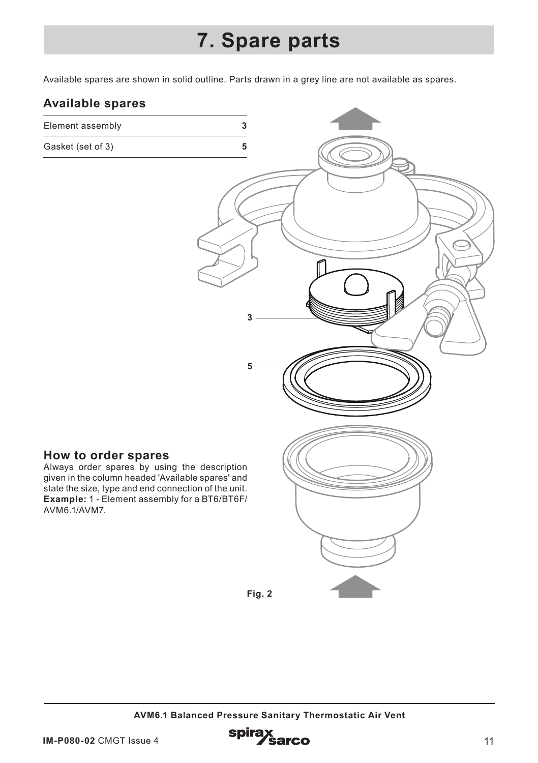# 7. Spare parts

Available spares are shown in solid outline. Parts drawn in a grey line are not available as spares.

## Available spares

| | |
|---|---|
| Element assembly | 3 |
| Gasket (set of 3) | 5 |

## How to order spares

Always order spares by using the description given in the column headed 'Available spares' and state the size, type and end connection of the unit.

**Example:** 1 - Element assembly for a BT6/BT6F/AVM6.1/AVM7.

Fig. 2